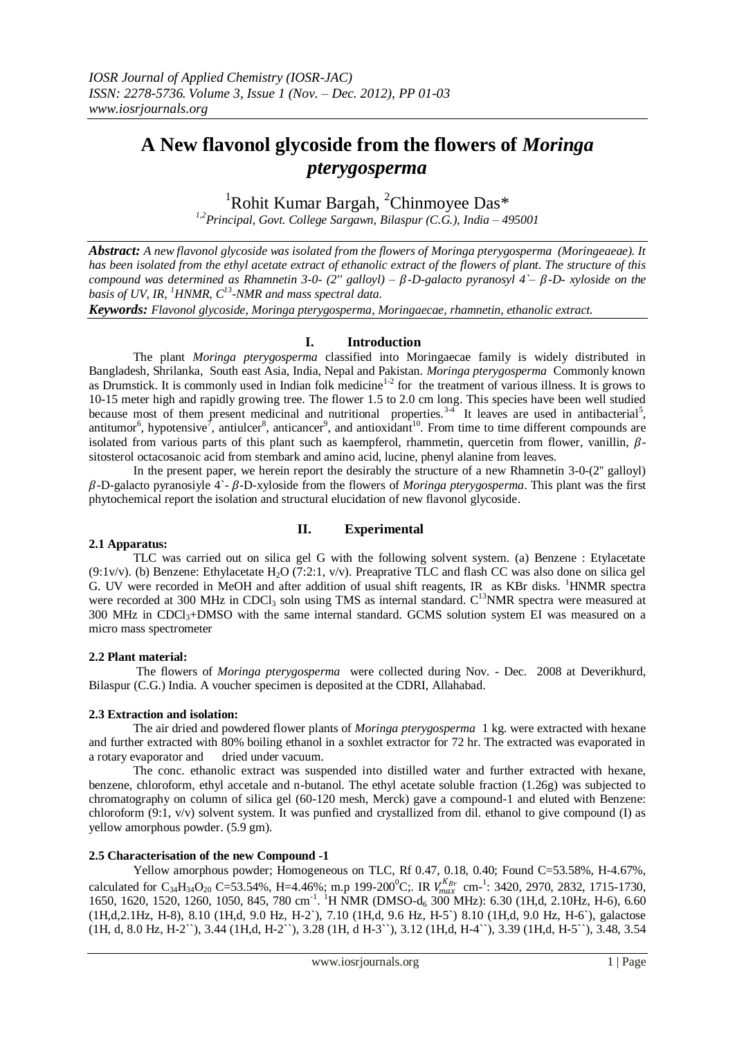# A New flavonol glycoside from the flowers of *Moringa pterygosperma*

[1]Rohit Kumar Bargah, [2]Chinmoyee Das*

[1,2]*Principal, Govt. College Sargawn, Bilaspur (C.G.), India – 495001*

***Abstract:*** *A new flavonol glycoside was isolated from the flowers of Moringa pterygosperma (Moringeaeae). It has been isolated from the ethyl acetate extract of ethanolic extract of the flowers of plant. The structure of this compound was determined as Rhamnetin 3-0- (2'' galloyl) – $\beta$-D-galacto pyranosyl 4`– $\beta$-D- xyloside on the basis of UV, IR, $^1$HNMR, $C^{13}$-NMR and mass spectral data.*

***Keywords:*** *Flavonol glycoside, Moringa pterygosperma, Moringaecae, rhamnetin, ethanolic extract.*

## I. Introduction

The plant *Moringa pterygosperma* classified into Moringaecae family is widely distributed in Bangladesh, Shrilanka, South east Asia, India, Nepal and Pakistan. *Moringa pterygosperma* Commonly known as Drumstick. It is commonly used in Indian folk medicine[1-2] for the treatment of various illness. It is grows to 10-15 meter high and rapidly growing tree. The flower 1.5 to 2.0 cm long. This species have been well studied because most of them present medicinal and nutritional properties.[3-4] It leaves are used in antibacterial[5], antitumor[6], hypotensive[7], antiulcer[8], anticancer[9], and antioxidant[10]. From time to time different compounds are isolated from various parts of this plant such as kaempferol, rhammetin, quercetin from flower, vanillin, $\beta$-sitosterol octacosanoic acid from stembark and amino acid, lucine, phenyl alanine from leaves.

In the present paper, we herein report the desirably the structure of a new Rhamnetin 3-0-(2'' galloyl) $\beta$-D-galacto pyranosiyle 4`- $\beta$-D-xyloside from the flowers of *Moringa pterygosperma*. This plant was the first phytochemical report the isolation and structural elucidation of new flavonol glycoside.

## II. Experimental

### 2.1 Apparatus:

TLC was carried out on silica gel G with the following solvent system. (a) Benzene : Etylacetate (9:1v/v). (b) Benzene: Ethylacetate $H_2O$ (7:2:1, v/v). Preaprative TLC and flash CC was also done on silica gel G. UV were recorded in MeOH and after addition of usual shift reagents, IR as KBr disks. $^1$HNMR spectra were recorded at 300 MHz in $CDCl_3$ soln using TMS as internal standard. $C^{13}$NMR spectra were measured at 300 MHz in $CDCl_3$+DMSO with the same internal standard. GCMS solution system EI was measured on a micro mass spectrometer

### 2.2 Plant material:

The flowers of *Moringa pterygosperma* were collected during Nov. - Dec. 2008 at Deverikhurd, Bilaspur (C.G.) India. A voucher specimen is deposited at the CDRI, Allahabad.

### 2.3 Extraction and isolation:

The air dried and powdered flower plants of *Moringa pterygosperma* 1 kg. were extracted with hexane and further extracted with 80% boiling ethanol in a soxhlet extractor for 72 hr. The extracted was evaporated in a rotary evaporator and dried under vacuum.

The conc. ethanolic extract was suspended into distilled water and further extracted with hexane, benzene, chloroform, ethyl accetale and n-butanol. The ethyl acetate soluble fraction (1.26g) was subjected to chromatography on column of silica gel (60-120 mesh, Merck) gave a compound-1 and eluted with Benzene: chloroform (9:1, v/v) solvent system. It was punfied and crystallized from dil. ethanol to give compound (I) as yellow amorphous powder. (5.9 gm).

### 2.5 Characterisation of the new Compound -1

Yellow amorphous powder; Homogeneous on TLC, Rf 0.47, 0.18, 0.40; Found C=53.58%, H-4.67%, calculated for $C_{34}H_{34}O_{20}$ C=53.54%, H=4.46%; m.p 199-200$^0$C;. IR $V_{max}^{KBr}$ cm-$^1$: 3420, 2970, 2832, 1715-1730, 1650, 1620, 1520, 1260, 1050, 845, 780 cm$^{-1}$. $^1$H NMR (DMSO-d$_6$ 300 MHz): 6.30 (1H,d, 2.10Hz, H-6), 6.60 (1H,d,2.1Hz, H-8), 8.10 (1H,d, 9.0 Hz, H-2`), 7.10 (1H,d, 9.6 Hz, H-5`) 8.10 (1H,d, 9.0 Hz, H-6`), galactose (1H, d, 8.0 Hz, H-2``), 3.44 (1H,d, H-2``), 3.28 (1H, d H-3``), 3.12 (1H,d, H-4``), 3.39 (1H,d, H-5``), 3.48, 3.54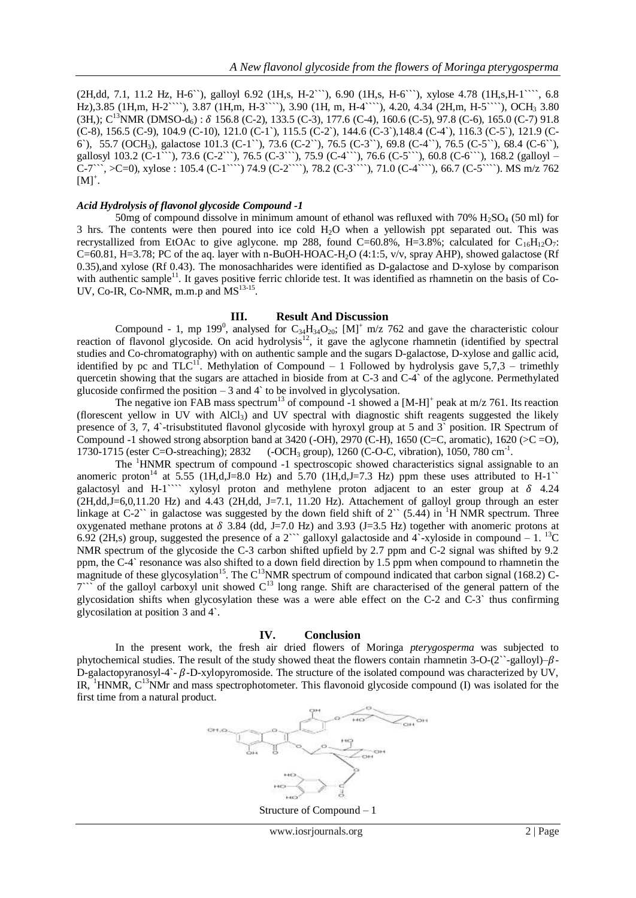(2H,dd, 7.1, 11.2 Hz, H-6``), galloyl 6.92 (1H,s, H-2```), 6.90 (1H,s, H-6```), xylose 4.78 (1H,s,H-1````, 6.8 Hz),3.85 (1H,m, H-2````), 3.87 (1H,m, H-3````), 3.90 (1H, m, H-4````), 4.20, 4.34 (2H,m, H-5````), $OCH_3$ 3.80 (3H,); $C^{13}$NMR (DMSO-$d_6$) : $\delta$ 156.8 (C-2), 133.5 (C-3), 177.6 (C-4), 160.6 (C-5), 97.8 (C-6), 165.0 (C-7) 91.8 (C-8), 156.5 (C-9), 104.9 (C-10), 121.0 (C-1`), 115.5 (C-2`), 144.6 (C-3`),148.4 (C-4`), 116.3 (C-5`), 121.9 (C-6`), 55.7 ($OCH_3$), galactose 101.3 (C-1``), 73.6 (C-2``), 76.5 (C-3``), 69.8 (C-4``), 76.5 (C-5``), 68.4 (C-6``), gallosyl 103.2 (C-1```), 73.6 (C-2```), 76.5 (C-3```), 75.9 (C-4```), 76.6 (C-5```), 60.8 (C-6```), 168.2 (galloyl – C-7```, >C=0), xylose : 105.4 (C-1````) 74.9 (C-2````), 78.2 (C-3````), 71.0 (C-4````), 66.7 (C-5````). MS m/z 762 $[M]^+$.

### *Acid Hydrolysis of flavonol glycoside Compound -1*

50mg of compound dissolve in minimum amount of ethanol was refluxed with 70% $H_2SO_4$ (50 ml) for 3 hrs. The contents were then poured into ice cold $H_2O$ when a yellowish ppt separated out. This was recrystallized from EtOAc to give aglycone. mp 288, found C=60.8%, H=3.8%; calculated for $C_{16}H_{12}O_7$: C=60.81, H=3.78; PC of the aq. layer with n-BuOH-HOAC-$H_2O$ (4:1:5, v/v, spray AHP), showed galactose (Rf 0.35),and xylose (Rf 0.43). The monosachharides were identified as D-galactose and D-xylose by comparison with authentic sample[11]. It gaves positive ferric chloride test. It was identified as rhamnetin on the basis of Co-UV, Co-IR, Co-NMR, m.m.p and MS[13-15].

## III. Result And Discussion

Compound - 1, mp 199$^0$, analysed for $C_{34}H_{34}O_{20}$; $[M]^+$ m/z 762 and gave the characteristic colour reaction of flavonol glycoside. On acid hydrolysis[12], it gave the aglycone rhamnetin (identified by spectral studies and Co-chromatography) with on authentic sample and the sugars D-galactose, D-xylose and gallic acid, identified by pc and TLC[11]. Methylation of Compound – 1 Followed by hydrolysis gave 5,7,3 – trimethly quercetin showing that the sugars are attached in bioside from at C-3 and C-4` of the aglycone. Permethylated glucoside confirmed the position – 3 and 4` to be involved in glycolysation.

The negative ion FAB mass spectrum[13] of compound -1 showed a $[M-H]^+$ peak at m/z 761. Its reaction (florescent yellow in UV with $AlCl_3$) and UV spectral with diagnostic shift reagents suggested the likely presence of 3, 7, 4`-trisubstituted flavonol glycoside with hyroxyl group at 5 and 3` position. IR Spectrum of Compound -1 showed strong absorption band at 3420 (-OH), 2970 (C-H), 1650 (C=C, aromatic), 1620 (>C =O), 1730-1715 (ester C=O-streaching); 2832 (-$OCH_3$ group), 1260 (C-O-C, vibration), 1050, 780 $cm^{-1}$.

The $^1$HNMR spectrum of compound -1 spectroscopic showed characteristics signal assignable to an anomeric proton[14] at 5.55 (1H,d,J=8.0 Hz) and 5.70 (1H,d,J=7.3 Hz) ppm these uses attributed to H-1`` galactosyl and H-1```` xylosyl proton and methylene proton adjacent to an ester group at $\delta$ 4.24 (2H,dd,J=6,0,11.20 Hz) and 4.43 (2H,dd, J=7.1, 11.20 Hz). Attachement of galloyl group through an ester linkage at C-2`` in galactose was suggested by the down field shift of 2`` (5.44) in $^1$H NMR spectrum. Three oxygenated methane protons at $\delta$ 3.84 (dd, J=7.0 Hz) and 3.93 (J=3.5 Hz) together with anomeric protons at 6.92 (2H,s) group, suggested the presence of a 2``` galloyl galactoside and 4`-xyloside in compound – 1. $^{13}$C NMR spectrum of the glycoside the C-3 carbon shifted upfield by 2.7 ppm and C-2 signal was shifted by 9.2 ppm, the C-4` resonance was also shifted to a down field direction by 1.5 ppm when compound to rhamnetin the magnitude of these glycosylation[15]. The $C^{13}$NMR spectrum of compound indicated that carbon signal (168.2) C-7``` of the galloyl carboxyl unit showed $C^{13}$ long range. Shift are characterised of the general pattern of the glycosidation shifts when glycosylation these was a were able effect on the C-2 and C-3` thus confirming glycosilation at position 3 and 4`.

## IV. Conclusion

In the present work, the fresh air dried flowers of Moringa *pterygosperma* was subjected to phytochemical studies. The result of the study showed theat the flowers contain rhamnetin 3-O-(2``-galloyl)–$\beta$-D-galactopyranosyl-4`-$\beta$-D-xylopyromoside. The structure of the isolated compound was characterized by UV, IR, $^1$HNMR, $C^{13}$NMr and mass spectrophotometer. This flavonoid glycoside compound (I) was isolated for the first time from a natural product.

Structure of Compound – 1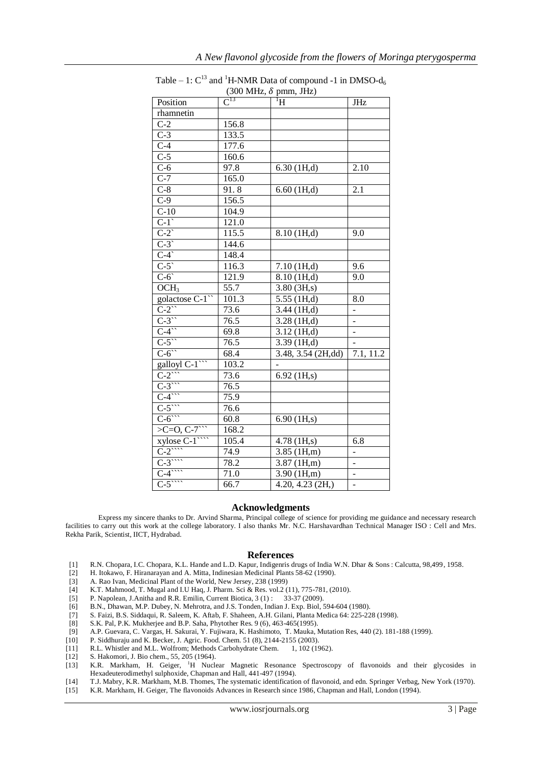Table – 1: $C^{13}$ and $^{1}H$-NMR Data of compound -1 in DMSO-$d_6$ (300 MHz, $\delta$ pmm, JHz)

| Position | $C^{13}$ | $^{1}H$ | JHz |
|---|---|---|---|
| rhamnetin | | | |
| C-2 | 156.8 | | |
| C-3 | 133.5 | | |
| C-4 | 177.6 | | |
| C-5 | 160.6 | | |
| C-6 | 97.8 | 6.30 (1H,d) | 2.10 |
| C-7 | 165.0 | | |
| C-8 | 91. 8 | 6.60 (1H,d) | 2.1 |
| C-9 | 156.5 | | |
| C-10 | 104.9 | | |
| C-1` | 121.0 | | |
| C-2` | 115.5 | 8.10 (1H,d) | 9.0 |
| C-3` | 144.6 | | |
| C-4` | 148.4 | | |
| C-5` | 116.3 | 7.10 (1H,d) | 9.6 |
| C-6` | 121.9 | 8.10 (1H,d) | 9.0 |
| $OCH_3$ | 55.7 | 3.80 (3H,s) | |
| golactose C-1`` | 101.3 | 5.55 (1H,d) | 8.0 |
| C-2`` | 73.6 | 3.44 (1H,d) | - |
| C-3`` | 76.5 | 3.28 (1H,d) | - |
| C-4`` | 69.8 | 3.12 (1H,d) | - |
| C-5`` | 76.5 | 3.39 (1H,d) | - |
| C-6`` | 68.4 | 3.48, 3.54 (2H,dd) | 7.1, 11.2 |
| galloyl C-1``` | 103.2 | - | |
| C-2``` | 73.6 | 6.92 (1H,s) | |
| C-3``` | 76.5 | | |
| C-4``` | 75.9 | | |
| C-5``` | 76.6 | | |
| C-6``` | 60.8 | 6.90 (1H,s) | |
| >C=O, C-7``` | 168.2 | | |
| xylose C-1```` | 105.4 | 4.78 (1H,s) | 6.8 |
| C-2```` | 74.9 | 3.85 (1H,m) | - |
| C-3```` | 78.2 | 3.87 (1H,m) | - |
| C-4```` | 71.0 | 3.90 (1H,m) | - |
| C-5```` | 66.7 | 4.20, 4.23 (2H,) | - |

## Acknowledgments

Express my sincere thanks to Dr. Arvind Sharma, Principal college of science for providing me guidance and necessary research facilities to carry out this work at the college laboratory. I also thanks Mr. N.C. Harshavardhan Technical Manager ISO : Cell and Mrs. Rekha Parik, Scientist, IICT, Hydrabad.

## References

[1] R.N. Chopara, I.C. Chopara, K.L. Hande and L.D. Kapur, Indigenris drugs of India W.N. Dhar & Sons : Calcutta, 98,499, 1958.

[2] H. Itokawo, F. Hiranarayan and A. Mitta, Indinesian Medicinal Plants 58-62 (1990).

[3] A. Rao Ivan, Medicinal Plant of the World, New Jersey, 238 (1999)

[4] K.T. Mahmood, T. Mugal and I.U Haq, J. Pharm. Sci & Res. vol.2 (11), 775-781, (2010).

[5] P. Napolean, J.Anitha and R.R. Emilin, Current Biotica, 3 (1) : 33-37 (2009).

[6] B.N., Dhawan, M.P. Dubey, N. Mehrotra, and J.S. Tonden, Indian J. Exp. Biol, 594-604 (1980).

[7] S. Faizi, B.S. Siddaqui, R. Saleem, K. Aftab, F. Shaheen, A.H. Gilani, Planta Medica 64: 225-228 (1998).

[8] S.K. Pal, P.K. Mukherjee and B.P. Saha, Phytother Res. 9 (6), 463-465(1995).

[9] A.P. Guevara, C. Vargas, H. Sakurai, Y. Fujiwara, K. Hashimoto, T. Mauka, Mutation Res, 440 (2). 181-188 (1999).

[10] P. Siddhuraju and K. Becker, J. Agric. Food. Chem. 51 (8), 2144-2155 (2003).

[11] R.L. Whistler and M.L. Wolfrom; Methods Carbohydrate Chem. 1, 102 (1962).

[12] S. Hakomori, J. Bio chem., 55, 205 (1964).

[13] K.R. Markham, H. Geiger, $^{1}H$ Nuclear Magnetic Resonance Spectroscopy of flavonoids and their glycosides in Hexadeuterodimethyl sulphoxide, Chapman and Hall, 441-497 (1994).

[14] T.J. Mabry, K.R. Markham, M.B. Thomes, The systematic identification of flavonoid, and edn. Springer Verbag, New York (1970).

[15] K.R. Markham, H. Geiger, The flavonoids Advances in Research since 1986, Chapman and Hall, London (1994).